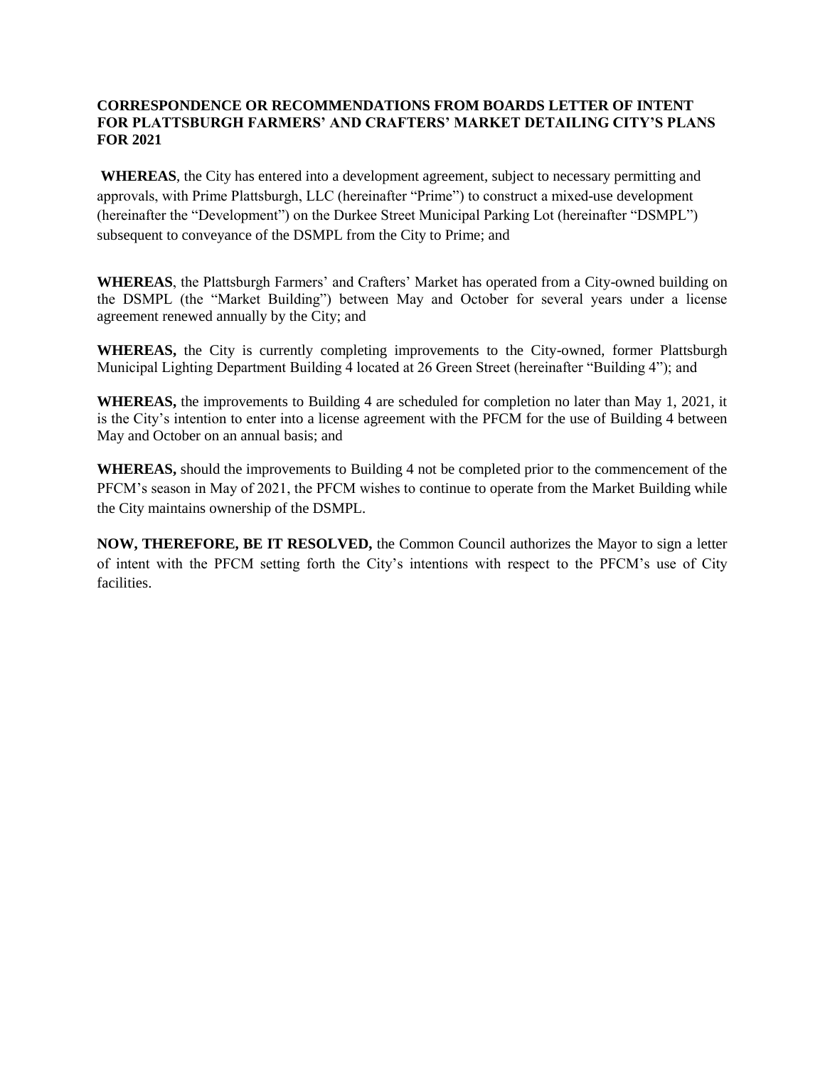**CORRESPONDENCE OR RECOMMENDATIONS FROM BOARDS LETTER OF INTENT FOR PLATTSBURGH FARMERS' AND CRAFTERS' MARKET DETAILING CITY'S PLANS FOR 2021**

**WHEREAS**, the City has entered into a development agreement, subject to necessary permitting and approvals, with Prime Plattsburgh, LLC (hereinafter "Prime") to construct a mixed-use development (hereinafter the "Development") on the Durkee Street Municipal Parking Lot (hereinafter "DSMPL") subsequent to conveyance of the DSMPL from the City to Prime; and

**WHEREAS**, the Plattsburgh Farmers' and Crafters' Market has operated from a City-owned building on the DSMPL (the "Market Building") between May and October for several years under a license agreement renewed annually by the City; and

**WHEREAS,** the City is currently completing improvements to the City-owned, former Plattsburgh Municipal Lighting Department Building 4 located at 26 Green Street (hereinafter "Building 4"); and

**WHEREAS,** the improvements to Building 4 are scheduled for completion no later than May 1, 2021, it is the City's intention to enter into a license agreement with the PFCM for the use of Building 4 between May and October on an annual basis; and

**WHEREAS,** should the improvements to Building 4 not be completed prior to the commencement of the PFCM's season in May of 2021, the PFCM wishes to continue to operate from the Market Building while the City maintains ownership of the DSMPL.

**NOW, THEREFORE, BE IT RESOLVED,** the Common Council authorizes the Mayor to sign a letter of intent with the PFCM setting forth the City's intentions with respect to the PFCM's use of City facilities.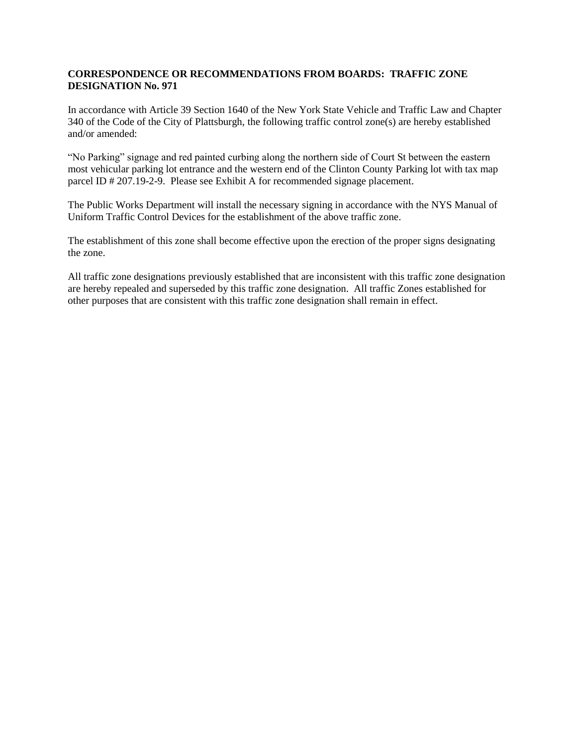**CORRESPONDENCE OR RECOMMENDATIONS FROM BOARDS: TRAFFIC ZONE DESIGNATION No. 971**

In accordance with Article 39 Section 1640 of the New York State Vehicle and Traffic Law and Chapter 340 of the Code of the City of Plattsburgh, the following traffic control zone(s) are hereby established and/or amended:

"No Parking" signage and red painted curbing along the northern side of Court St between the eastern most vehicular parking lot entrance and the western end of the Clinton County Parking lot with tax map parcel ID # 207.19-2-9. Please see Exhibit A for recommended signage placement.

The Public Works Department will install the necessary signing in accordance with the NYS Manual of Uniform Traffic Control Devices for the establishment of the above traffic zone.

The establishment of this zone shall become effective upon the erection of the proper signs designating the zone.

All traffic zone designations previously established that are inconsistent with this traffic zone designation are hereby repealed and superseded by this traffic zone designation. All traffic Zones established for other purposes that are consistent with this traffic zone designation shall remain in effect.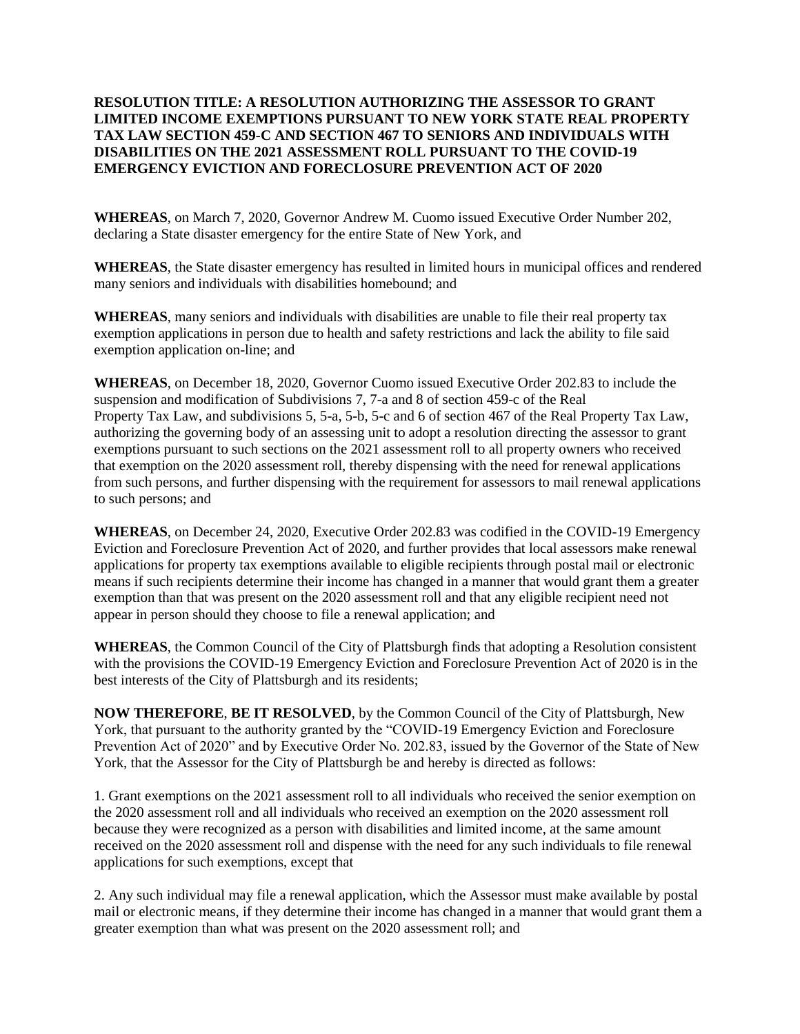**RESOLUTION TITLE: A RESOLUTION AUTHORIZING THE ASSESSOR TO GRANT LIMITED INCOME EXEMPTIONS PURSUANT TO NEW YORK STATE REAL PROPERTY TAX LAW SECTION 459-C AND SECTION 467 TO SENIORS AND INDIVIDUALS WITH DISABILITIES ON THE 2021 ASSESSMENT ROLL PURSUANT TO THE COVID-19 EMERGENCY EVICTION AND FORECLOSURE PREVENTION ACT OF 2020**

**WHEREAS**, on March 7, 2020, Governor Andrew M. Cuomo issued Executive Order Number 202, declaring a State disaster emergency for the entire State of New York, and

**WHEREAS**, the State disaster emergency has resulted in limited hours in municipal offices and rendered many seniors and individuals with disabilities homebound; and

**WHEREAS**, many seniors and individuals with disabilities are unable to file their real property tax exemption applications in person due to health and safety restrictions and lack the ability to file said exemption application on-line; and

**WHEREAS**, on December 18, 2020, Governor Cuomo issued Executive Order 202.83 to include the suspension and modification of Subdivisions 7, 7-a and 8 of section 459-c of the Real Property Tax Law, and subdivisions 5, 5-a, 5-b, 5-c and 6 of section 467 of the Real Property Tax Law, authorizing the governing body of an assessing unit to adopt a resolution directing the assessor to grant exemptions pursuant to such sections on the 2021 assessment roll to all property owners who received that exemption on the 2020 assessment roll, thereby dispensing with the need for renewal applications from such persons, and further dispensing with the requirement for assessors to mail renewal applications to such persons; and

**WHEREAS**, on December 24, 2020, Executive Order 202.83 was codified in the COVID-19 Emergency Eviction and Foreclosure Prevention Act of 2020, and further provides that local assessors make renewal applications for property tax exemptions available to eligible recipients through postal mail or electronic means if such recipients determine their income has changed in a manner that would grant them a greater exemption than that was present on the 2020 assessment roll and that any eligible recipient need not appear in person should they choose to file a renewal application; and

**WHEREAS**, the Common Council of the City of Plattsburgh finds that adopting a Resolution consistent with the provisions the COVID-19 Emergency Eviction and Foreclosure Prevention Act of 2020 is in the best interests of the City of Plattsburgh and its residents;

**NOW THEREFORE**, **BE IT RESOLVED**, by the Common Council of the City of Plattsburgh, New York, that pursuant to the authority granted by the "COVID-19 Emergency Eviction and Foreclosure Prevention Act of 2020" and by Executive Order No. 202.83, issued by the Governor of the State of New York, that the Assessor for the City of Plattsburgh be and hereby is directed as follows:

1. Grant exemptions on the 2021 assessment roll to all individuals who received the senior exemption on the 2020 assessment roll and all individuals who received an exemption on the 2020 assessment roll because they were recognized as a person with disabilities and limited income, at the same amount received on the 2020 assessment roll and dispense with the need for any such individuals to file renewal applications for such exemptions, except that

2. Any such individual may file a renewal application, which the Assessor must make available by postal mail or electronic means, if they determine their income has changed in a manner that would grant them a greater exemption than what was present on the 2020 assessment roll; and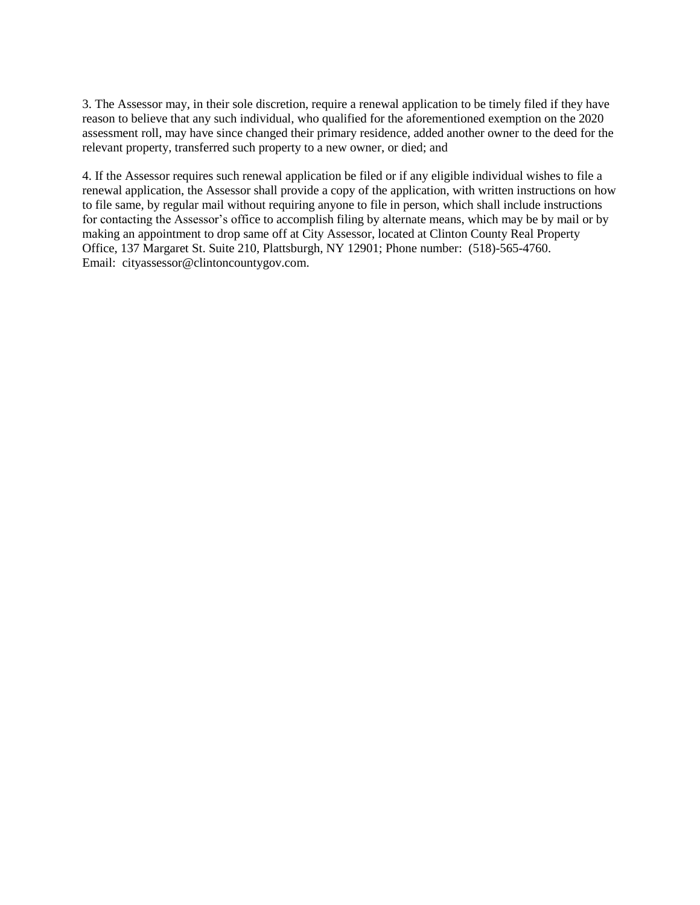3. The Assessor may, in their sole discretion, require a renewal application to be timely filed if they have reason to believe that any such individual, who qualified for the aforementioned exemption on the 2020 assessment roll, may have since changed their primary residence, added another owner to the deed for the relevant property, transferred such property to a new owner, or died; and

4. If the Assessor requires such renewal application be filed or if any eligible individual wishes to file a renewal application, the Assessor shall provide a copy of the application, with written instructions on how to file same, by regular mail without requiring anyone to file in person, which shall include instructions for contacting the Assessor's office to accomplish filing by alternate means, which may be by mail or by making an appointment to drop same off at City Assessor, located at Clinton County Real Property Office, 137 Margaret St. Suite 210, Plattsburgh, NY 12901; Phone number: (518)-565-4760. Email: cityassessor@clintoncountygov.com.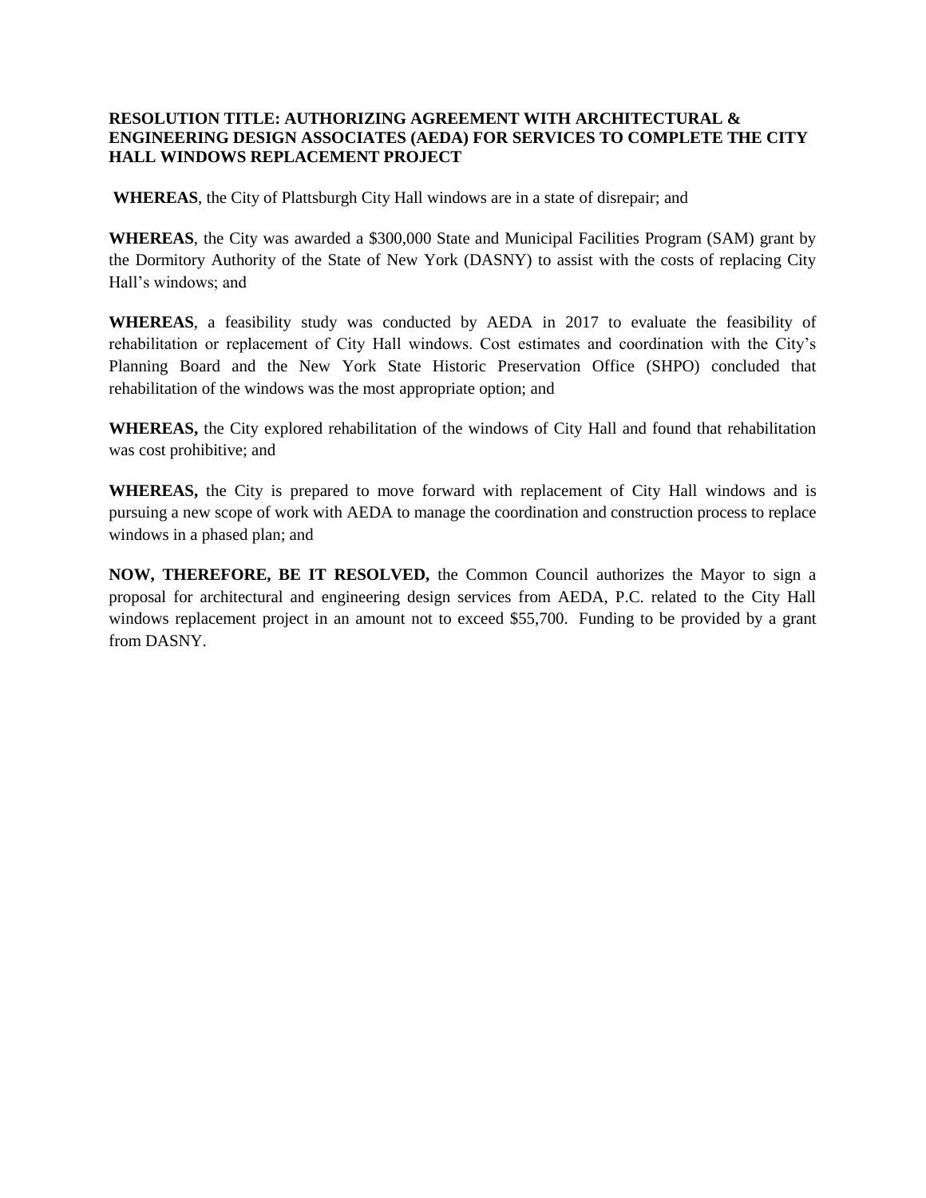**RESOLUTION TITLE: AUTHORIZING AGREEMENT WITH ARCHITECTURAL & ENGINEERING DESIGN ASSOCIATES (AEDA) FOR SERVICES TO COMPLETE THE CITY HALL WINDOWS REPLACEMENT PROJECT**

**WHEREAS**, the City of Plattsburgh City Hall windows are in a state of disrepair; and

**WHEREAS**, the City was awarded a $300,000 State and Municipal Facilities Program (SAM) grant by the Dormitory Authority of the State of New York (DASNY) to assist with the costs of replacing City Hall's windows; and

**WHEREAS**, a feasibility study was conducted by AEDA in 2017 to evaluate the feasibility of rehabilitation or replacement of City Hall windows. Cost estimates and coordination with the City's Planning Board and the New York State Historic Preservation Office (SHPO) concluded that rehabilitation of the windows was the most appropriate option; and

**WHEREAS,** the City explored rehabilitation of the windows of City Hall and found that rehabilitation was cost prohibitive; and

**WHEREAS,** the City is prepared to move forward with replacement of City Hall windows and is pursuing a new scope of work with AEDA to manage the coordination and construction process to replace windows in a phased plan; and

**NOW, THEREFORE, BE IT RESOLVED,** the Common Council authorizes the Mayor to sign a proposal for architectural and engineering design services from AEDA, P.C. related to the City Hall windows replacement project in an amount not to exceed $55,700. Funding to be provided by a grant from DASNY.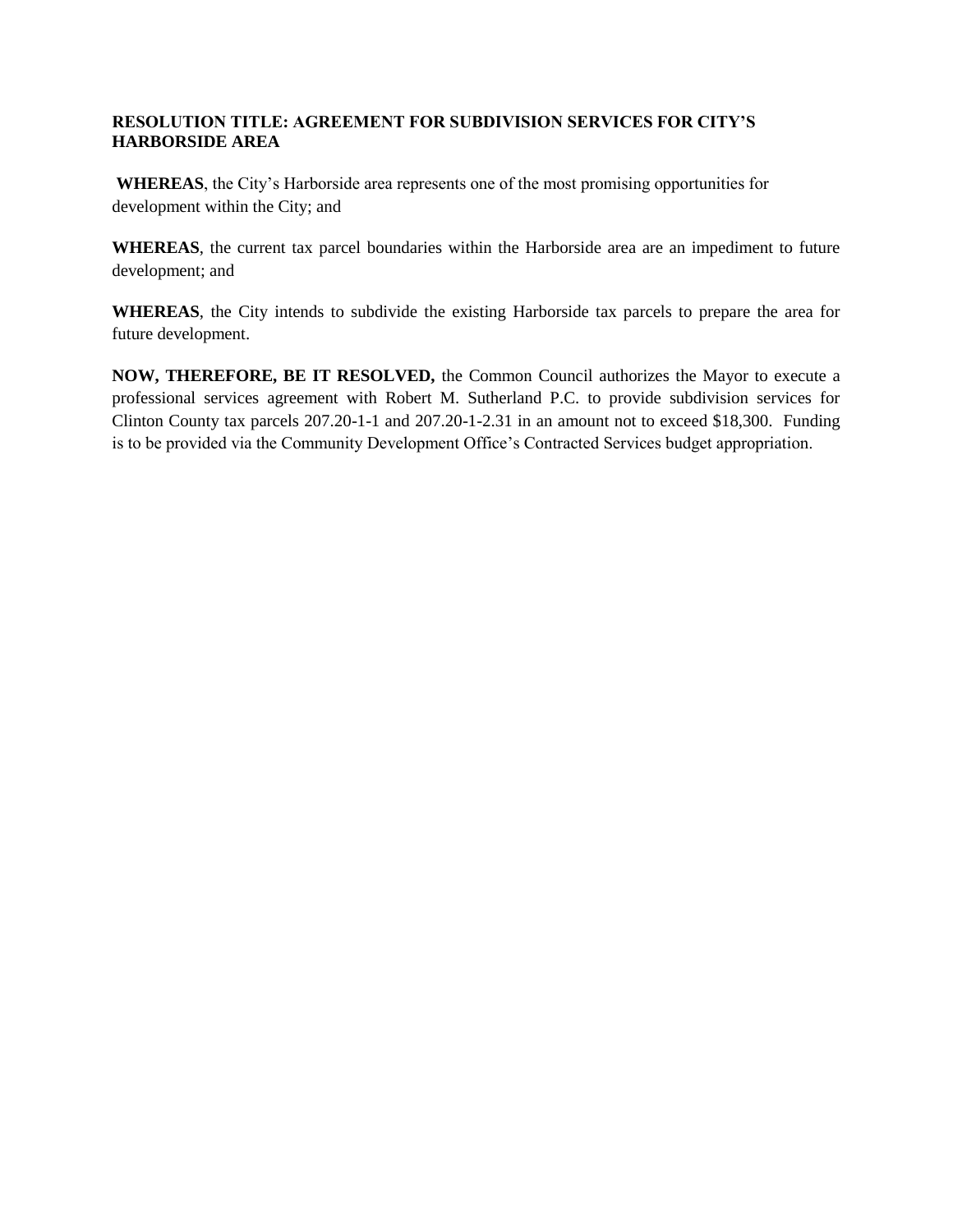**RESOLUTION TITLE: AGREEMENT FOR SUBDIVISION SERVICES FOR CITY'S HARBORSIDE AREA**

**WHEREAS**, the City's Harborside area represents one of the most promising opportunities for development within the City; and

**WHEREAS**, the current tax parcel boundaries within the Harborside area are an impediment to future development; and

**WHEREAS**, the City intends to subdivide the existing Harborside tax parcels to prepare the area for future development.

**NOW, THEREFORE, BE IT RESOLVED,** the Common Council authorizes the Mayor to execute a professional services agreement with Robert M. Sutherland P.C. to provide subdivision services for Clinton County tax parcels 207.20-1-1 and 207.20-1-2.31 in an amount not to exceed $18,300. Funding is to be provided via the Community Development Office's Contracted Services budget appropriation.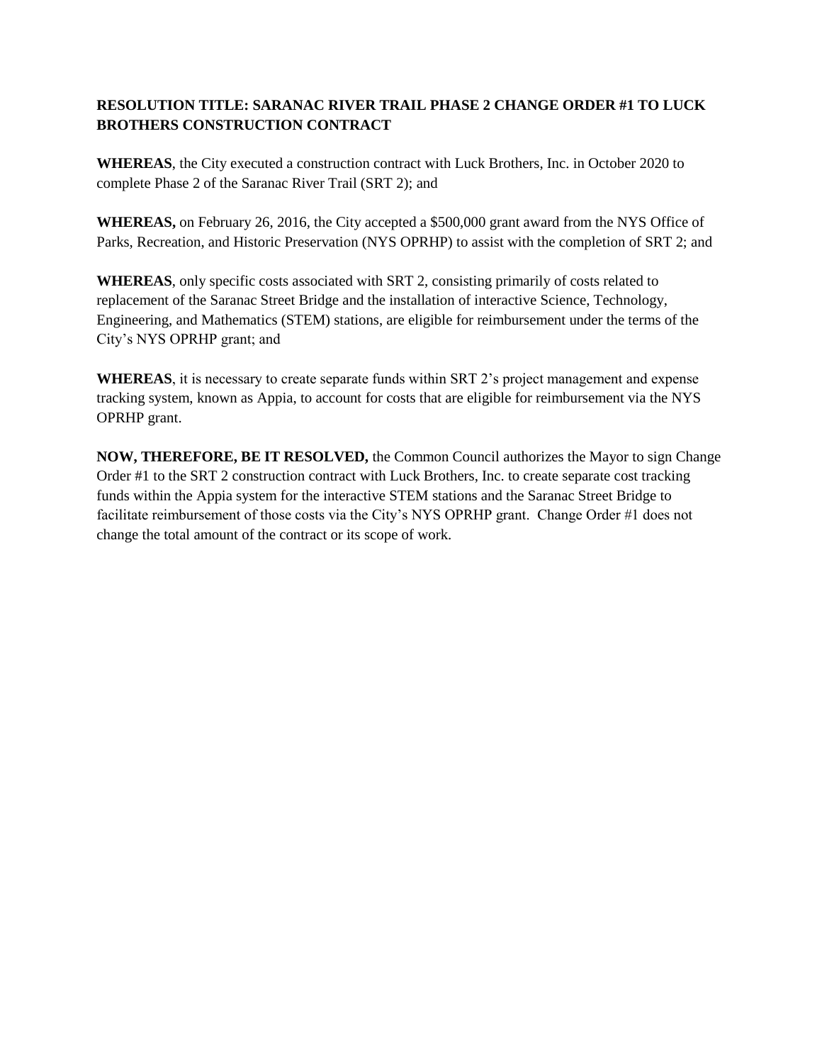**RESOLUTION TITLE: SARANAC RIVER TRAIL PHASE 2 CHANGE ORDER #1 TO LUCK BROTHERS CONSTRUCTION CONTRACT**

**WHEREAS**, the City executed a construction contract with Luck Brothers, Inc. in October 2020 to complete Phase 2 of the Saranac River Trail (SRT 2); and

**WHEREAS,** on February 26, 2016, the City accepted a $500,000 grant award from the NYS Office of Parks, Recreation, and Historic Preservation (NYS OPRHP) to assist with the completion of SRT 2; and

**WHEREAS**, only specific costs associated with SRT 2, consisting primarily of costs related to replacement of the Saranac Street Bridge and the installation of interactive Science, Technology, Engineering, and Mathematics (STEM) stations, are eligible for reimbursement under the terms of the City's NYS OPRHP grant; and

**WHEREAS**, it is necessary to create separate funds within SRT 2's project management and expense tracking system, known as Appia, to account for costs that are eligible for reimbursement via the NYS OPRHP grant.

**NOW, THEREFORE, BE IT RESOLVED,** the Common Council authorizes the Mayor to sign Change Order #1 to the SRT 2 construction contract with Luck Brothers, Inc. to create separate cost tracking funds within the Appia system for the interactive STEM stations and the Saranac Street Bridge to facilitate reimbursement of those costs via the City's NYS OPRHP grant. Change Order #1 does not change the total amount of the contract or its scope of work.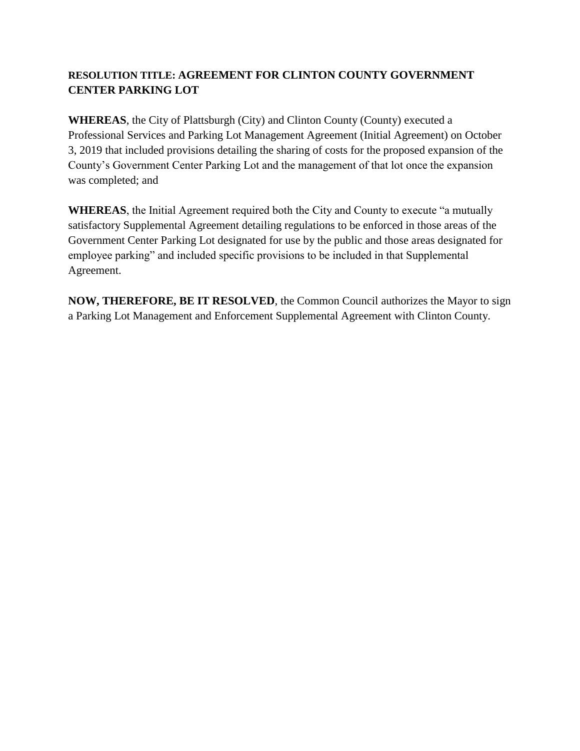**RESOLUTION TITLE: AGREEMENT FOR CLINTON COUNTY GOVERNMENT CENTER PARKING LOT**

**WHEREAS**, the City of Plattsburgh (City) and Clinton County (County) executed a Professional Services and Parking Lot Management Agreement (Initial Agreement) on October 3, 2019 that included provisions detailing the sharing of costs for the proposed expansion of the County's Government Center Parking Lot and the management of that lot once the expansion was completed; and

**WHEREAS**, the Initial Agreement required both the City and County to execute "a mutually satisfactory Supplemental Agreement detailing regulations to be enforced in those areas of the Government Center Parking Lot designated for use by the public and those areas designated for employee parking" and included specific provisions to be included in that Supplemental Agreement.

**NOW, THEREFORE, BE IT RESOLVED**, the Common Council authorizes the Mayor to sign a Parking Lot Management and Enforcement Supplemental Agreement with Clinton County.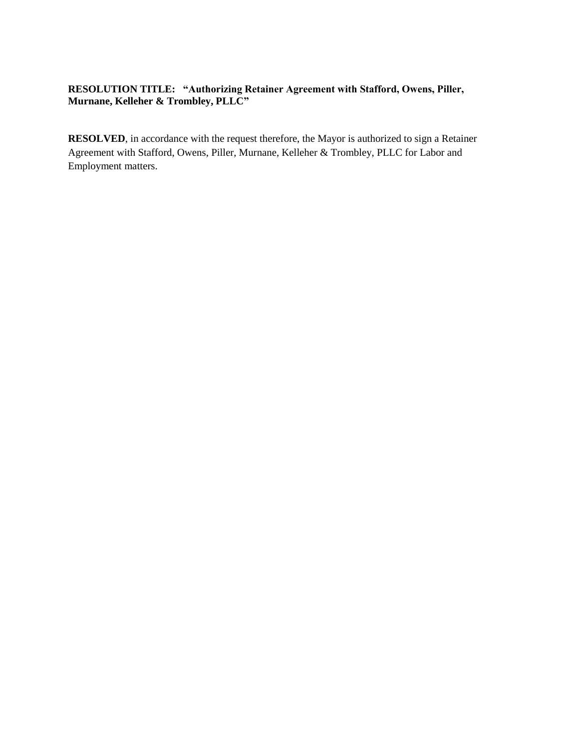**RESOLUTION TITLE: “Authorizing Retainer Agreement with Stafford, Owens, Piller, Murnane, Kelleher & Trombley, PLLC”**

**RESOLVED**, in accordance with the request therefore, the Mayor is authorized to sign a Retainer Agreement with Stafford, Owens, Piller, Murnane, Kelleher & Trombley, PLLC for Labor and Employment matters.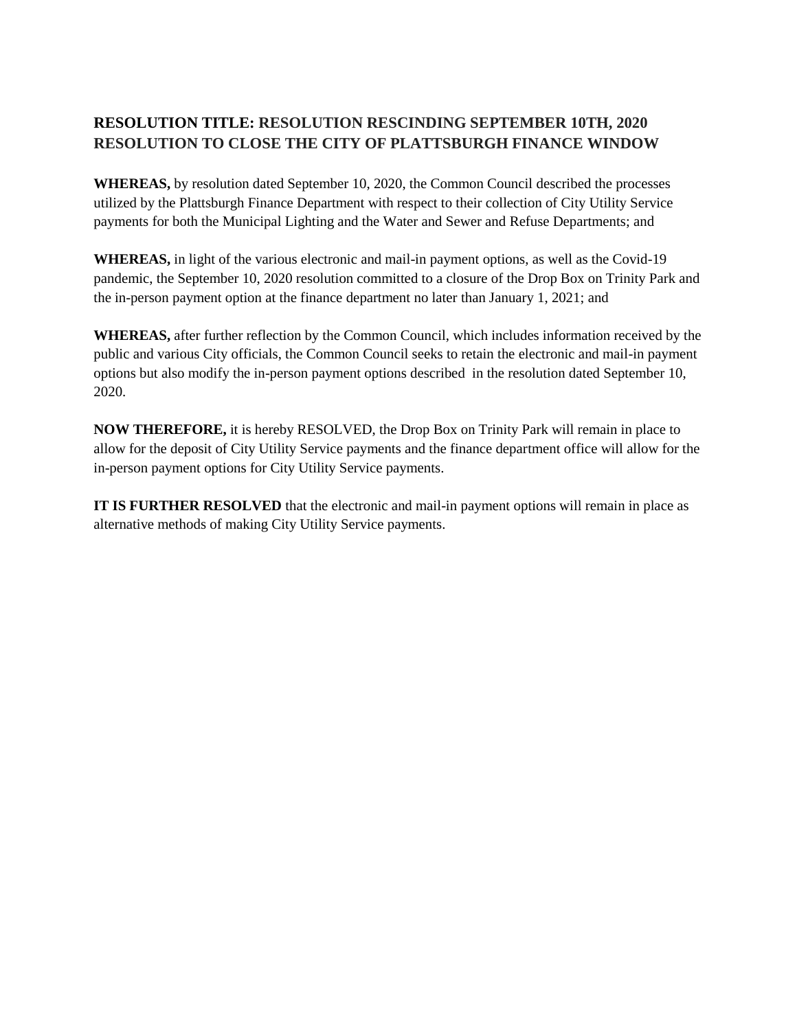**RESOLUTION TITLE: RESOLUTION RESCINDING SEPTEMBER 10TH, 2020 RESOLUTION TO CLOSE THE CITY OF PLATTSBURGH FINANCE WINDOW**

**WHEREAS,** by resolution dated September 10, 2020, the Common Council described the processes utilized by the Plattsburgh Finance Department with respect to their collection of City Utility Service payments for both the Municipal Lighting and the Water and Sewer and Refuse Departments; and

**WHEREAS,** in light of the various electronic and mail-in payment options, as well as the Covid-19 pandemic, the September 10, 2020 resolution committed to a closure of the Drop Box on Trinity Park and the in-person payment option at the finance department no later than January 1, 2021; and

**WHEREAS,** after further reflection by the Common Council, which includes information received by the public and various City officials, the Common Council seeks to retain the electronic and mail-in payment options but also modify the in-person payment options described in the resolution dated September 10, 2020.

**NOW THEREFORE,** it is hereby RESOLVED, the Drop Box on Trinity Park will remain in place to allow for the deposit of City Utility Service payments and the finance department office will allow for the in-person payment options for City Utility Service payments.

**IT IS FURTHER RESOLVED** that the electronic and mail-in payment options will remain in place as alternative methods of making City Utility Service payments.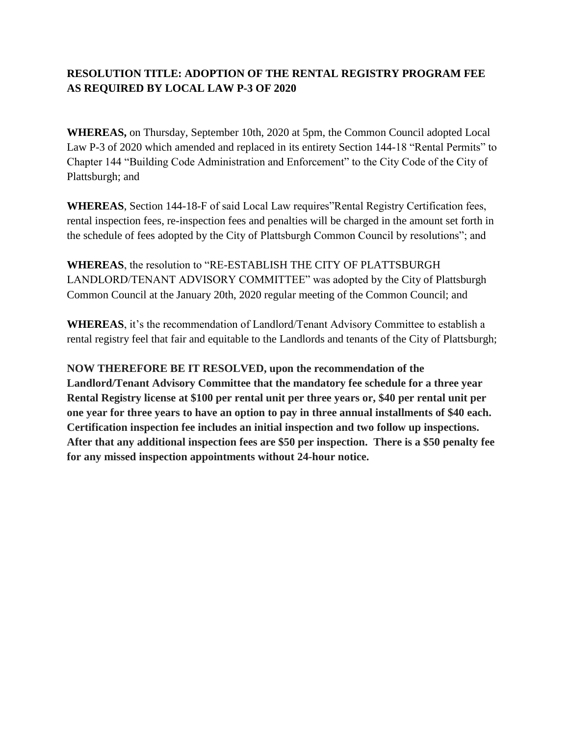**RESOLUTION TITLE: ADOPTION OF THE RENTAL REGISTRY PROGRAM FEE AS REQUIRED BY LOCAL LAW P-3 OF 2020**

**WHEREAS,** on Thursday, September 10th, 2020 at 5pm, the Common Council adopted Local Law P-3 of 2020 which amended and replaced in its entirety Section 144-18 "Rental Permits" to Chapter 144 "Building Code Administration and Enforcement" to the City Code of the City of Plattsburgh; and

**WHEREAS**, Section 144-18-F of said Local Law requires"Rental Registry Certification fees, rental inspection fees, re-inspection fees and penalties will be charged in the amount set forth in the schedule of fees adopted by the City of Plattsburgh Common Council by resolutions"; and

**WHEREAS**, the resolution to "RE-ESTABLISH THE CITY OF PLATTSBURGH LANDLORD/TENANT ADVISORY COMMITTEE" was adopted by the City of Plattsburgh Common Council at the January 20th, 2020 regular meeting of the Common Council; and

**WHEREAS**, it's the recommendation of Landlord/Tenant Advisory Committee to establish a rental registry feel that fair and equitable to the Landlords and tenants of the City of Plattsburgh;

**NOW THEREFORE BE IT RESOLVED, upon the recommendation of the Landlord/Tenant Advisory Committee that the mandatory fee schedule for a three year Rental Registry license at $100 per rental unit per three years or, $40 per rental unit per one year for three years to have an option to pay in three annual installments of $40 each. Certification inspection fee includes an initial inspection and two follow up inspections. After that any additional inspection fees are $50 per inspection. There is a $50 penalty fee for any missed inspection appointments without 24-hour notice.**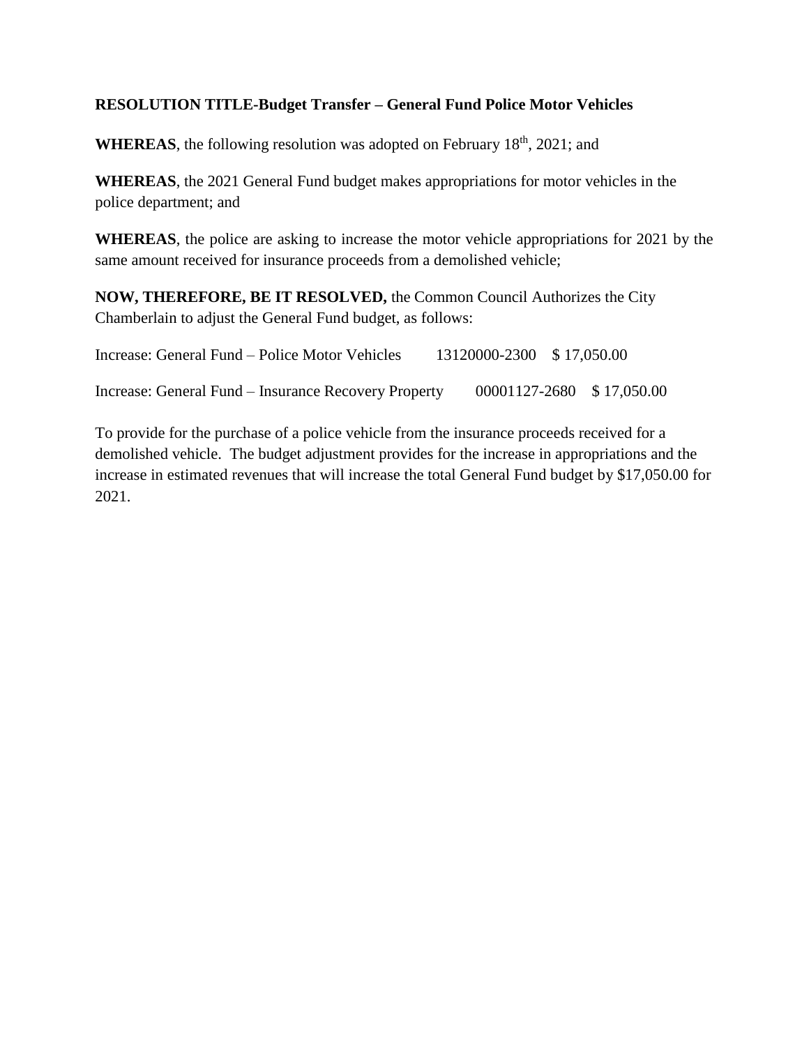**RESOLUTION TITLE-Budget Transfer – General Fund Police Motor Vehicles**

**WHEREAS**, the following resolution was adopted on February 18th, 2021; and

**WHEREAS**, the 2021 General Fund budget makes appropriations for motor vehicles in the police department; and

**WHEREAS**, the police are asking to increase the motor vehicle appropriations for 2021 by the same amount received for insurance proceeds from a demolished vehicle;

**NOW, THEREFORE, BE IT RESOLVED,** the Common Council Authorizes the City Chamberlain to adjust the General Fund budget, as follows:

| | | |
|---|---|---|
| Increase: General Fund – Police Motor Vehicles | 13120000-2300 | $ 17,050.00 |
| Increase: General Fund – Insurance Recovery Property | 00001127-2680 | $ 17,050.00 |

To provide for the purchase of a police vehicle from the insurance proceeds received for a demolished vehicle. The budget adjustment provides for the increase in appropriations and the increase in estimated revenues that will increase the total General Fund budget by $17,050.00 for 2021.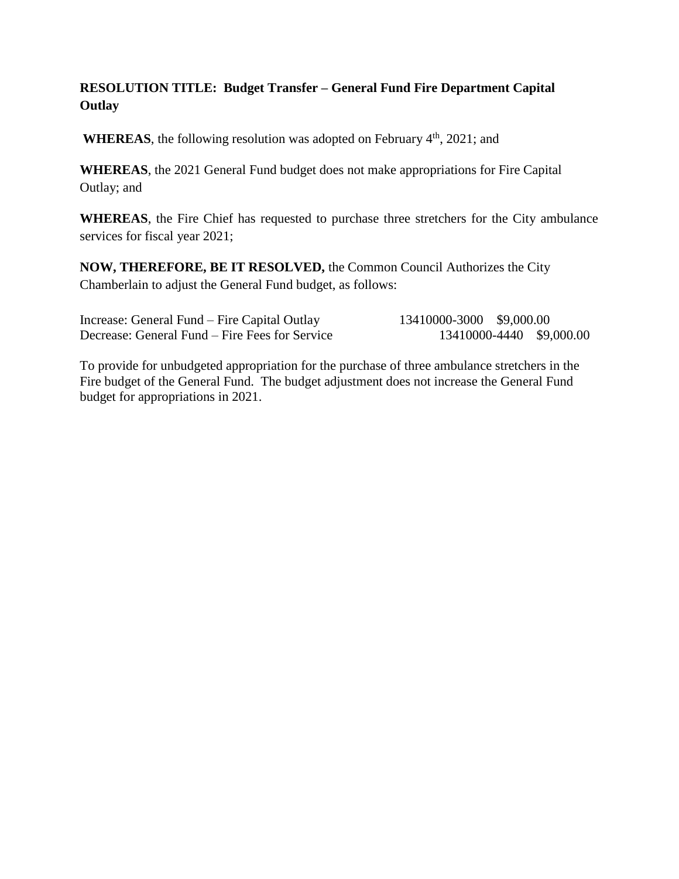**RESOLUTION TITLE: Budget Transfer – General Fund Fire Department Capital Outlay**

**WHEREAS**, the following resolution was adopted on February 4th, 2021; and

**WHEREAS**, the 2021 General Fund budget does not make appropriations for Fire Capital Outlay; and

**WHEREAS**, the Fire Chief has requested to purchase three stretchers for the City ambulance services for fiscal year 2021;

**NOW, THEREFORE, BE IT RESOLVED,** the Common Council Authorizes the City Chamberlain to adjust the General Fund budget, as follows:

| | | |
|---|---|---|
| Increase: General Fund – Fire Capital Outlay | 13410000-3000 | $9,000.00 |
| Decrease: General Fund – Fire Fees for Service | 13410000-4440 | $9,000.00 |

To provide for unbudgeted appropriation for the purchase of three ambulance stretchers in the Fire budget of the General Fund. The budget adjustment does not increase the General Fund budget for appropriations in 2021.